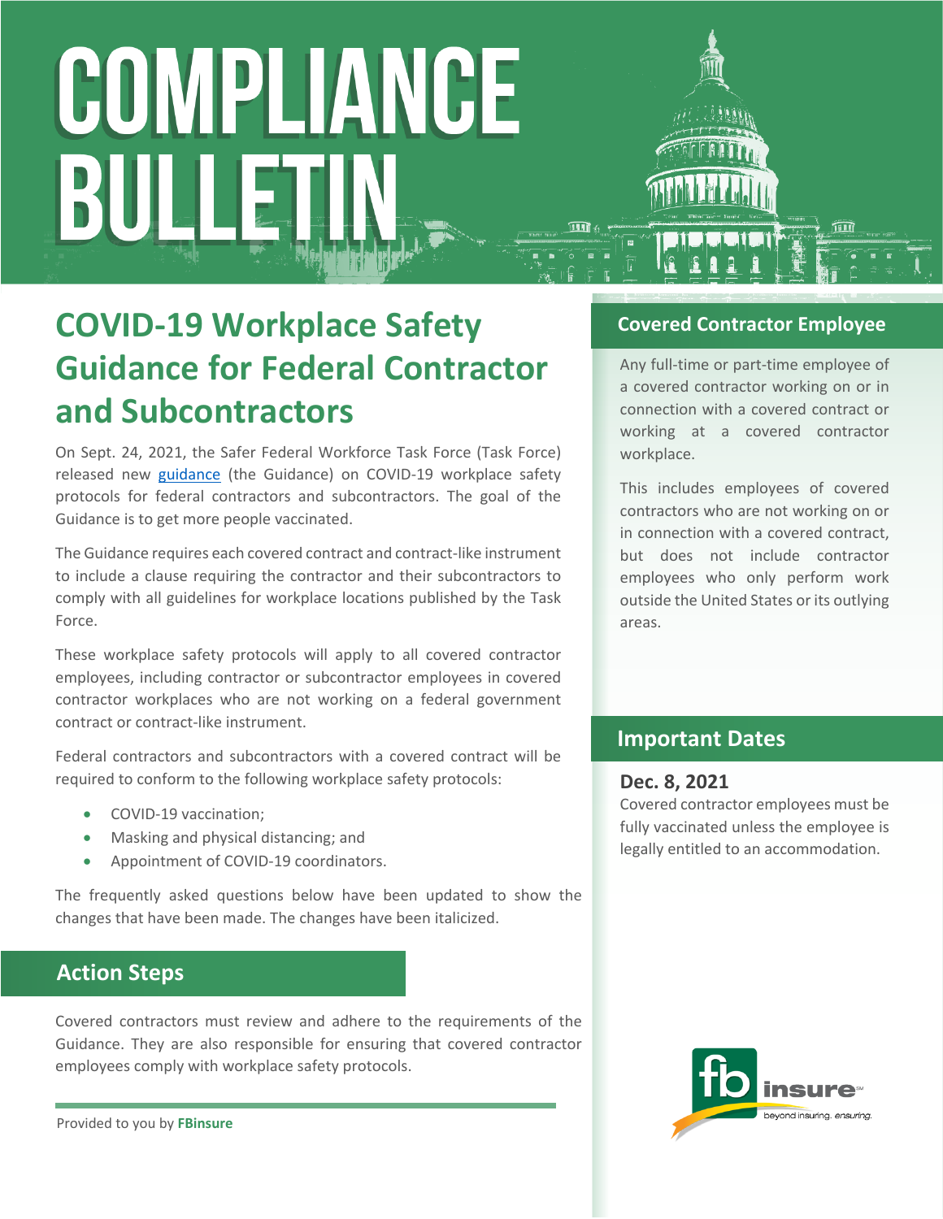# COMPLIANCE BULLETIN

## COVID-19 Workplace Safety Guidance for Federal Contractor and Subcontractors

On Sept. 24, 2021, the Safer Federal Workforce Task Force (Task Force) released new guidance (the Guidance) on COVID-19 workplace safety protocols for federal contractors and subcontractors. The goal of the Guidance is to get more people vaccinated.

The Guidance requires each covered contract and contract-like instrument to include a clause requiring the contractor and their subcontractors to comply with all guidelines for workplace locations published by the Task Force.

These workplace safety protocols will apply to all covered contractor employees, including contractor or subcontractor employees in covered contractor workplaces who are not working on a federal government contract or contract-like instrument.

Federal contractors and subcontractors with a covered contract will be required to conform to the following workplace safety protocols:

- COVID-19 vaccination;
- Masking and physical distancing; and
- Appointment of COVID-19 coordinators.

The frequently asked questions below have been updated to show the changes that have been made. The changes have been italicized.

### Action Steps

Covered contractors must review and adhere to the requirements of the Guidance. They are also responsible for ensuring that covered contractor employees comply with workplace safety protocols.

### Covered Contractor Employee

Any full-time or part-time employee of a covered contractor working on or in connection with a covered contract or working at a covered contractor workplace.

This includes employees of covered contractors who are not working on or in connection with a covered contract, but does not include contractor employees who only perform work outside the United States or its outlying areas.

### Important Dates

**Dec. 8, 2021**

Covered contractor employees must be fully vaccinated unless the employee is legally entitled to an accommodation.

Provided to you by **FBinsure**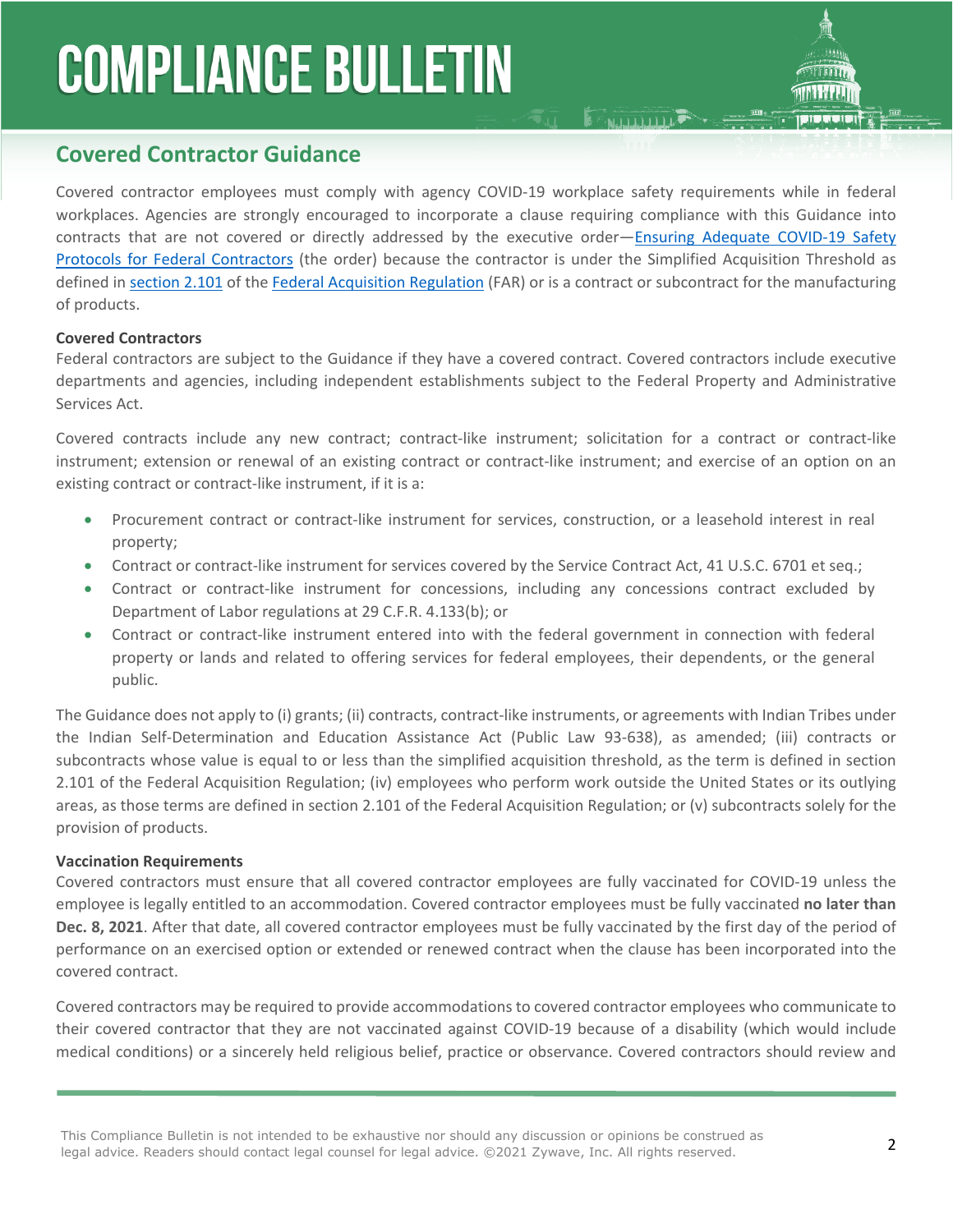# COMPLIANCE BULLETIN

## Covered Contractor Guidance

Covered contractor employees must comply with agency COVID-19 workplace safety requirements while in federal workplaces. Agencies are strongly encouraged to incorporate a clause requiring compliance with this Guidance into contracts that are not covered or directly addressed by the executive order—Ensuring Adequate COVID-19 Safety Protocols for Federal Contractors (the order) because the contractor is under the Simplified Acquisition Threshold as defined in section 2.101 of the Federal Acquisition Regulation (FAR) or is a contract or subcontract for the manufacturing of products.

**Covered Contractors**

Federal contractors are subject to the Guidance if they have a covered contract. Covered contractors include executive departments and agencies, including independent establishments subject to the Federal Property and Administrative Services Act.

Covered contracts include any new contract; contract-like instrument; solicitation for a contract or contract-like instrument; extension or renewal of an existing contract or contract-like instrument; and exercise of an option on an existing contract or contract-like instrument, if it is a:

- Procurement contract or contract-like instrument for services, construction, or a leasehold interest in real property;
- Contract or contract-like instrument for services covered by the Service Contract Act, 41 U.S.C. 6701 et seq.;
- Contract or contract-like instrument for concessions, including any concessions contract excluded by Department of Labor regulations at 29 C.F.R. 4.133(b); or
- Contract or contract-like instrument entered into with the federal government in connection with federal property or lands and related to offering services for federal employees, their dependents, or the general public.

The Guidance does not apply to (i) grants; (ii) contracts, contract-like instruments, or agreements with Indian Tribes under the Indian Self-Determination and Education Assistance Act (Public Law 93-638), as amended; (iii) contracts or subcontracts whose value is equal to or less than the simplified acquisition threshold, as the term is defined in section 2.101 of the Federal Acquisition Regulation; (iv) employees who perform work outside the United States or its outlying areas, as those terms are defined in section 2.101 of the Federal Acquisition Regulation; or (v) subcontracts solely for the provision of products.

**Vaccination Requirements**

Covered contractors must ensure that all covered contractor employees are fully vaccinated for COVID-19 unless the employee is legally entitled to an accommodation. Covered contractor employees must be fully vaccinated **no later than Dec. 8, 2021**. After that date, all covered contractor employees must be fully vaccinated by the first day of the period of performance on an exercised option or extended or renewed contract when the clause has been incorporated into the covered contract.

Covered contractors may be required to provide accommodations to covered contractor employees who communicate to their covered contractor that they are not vaccinated against COVID-19 because of a disability (which would include medical conditions) or a sincerely held religious belief, practice or observance. Covered contractors should review and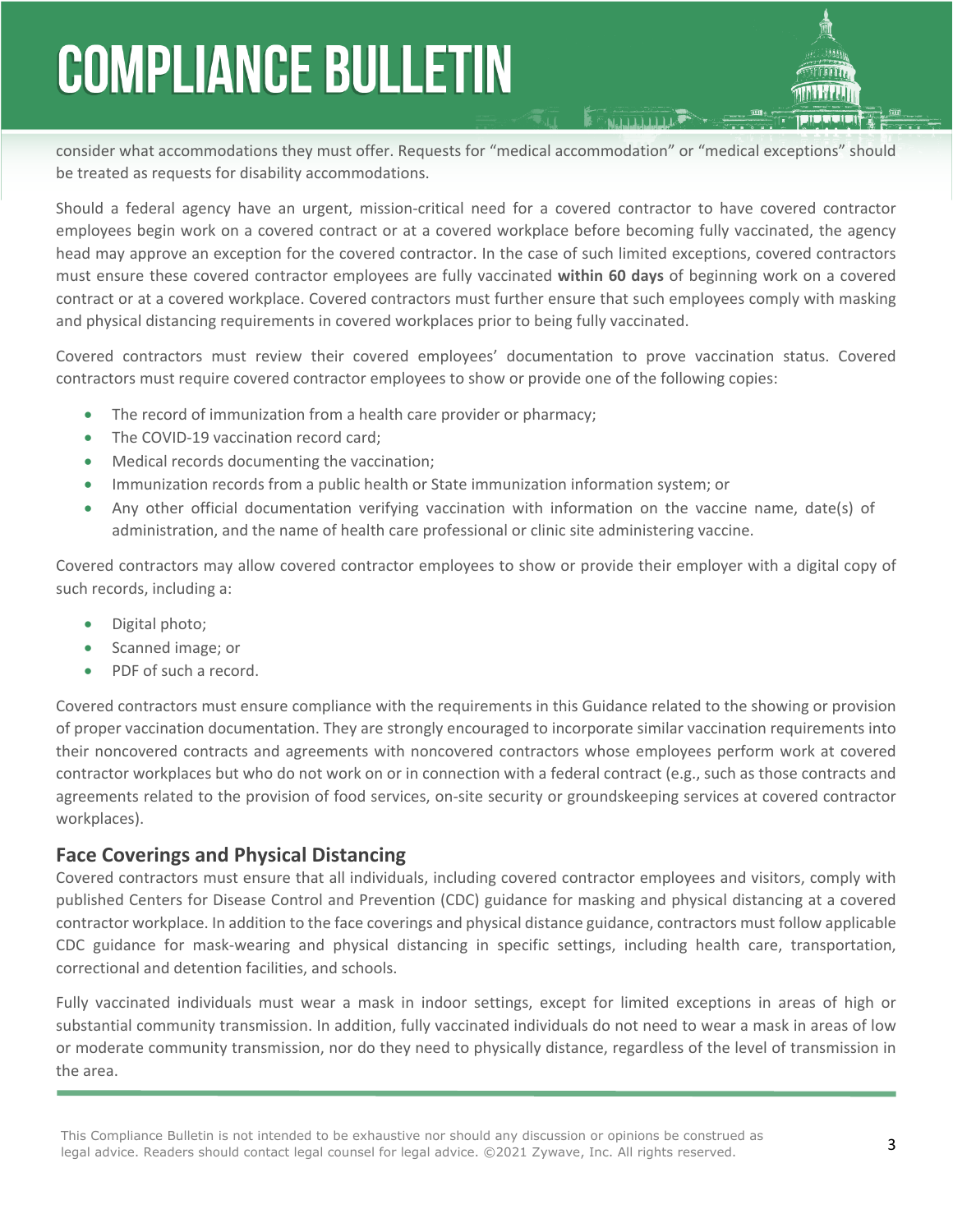consider what accommodations they must offer. Requests for "medical accommodation" or "medical exceptions" should be treated as requests for disability accommodations.

Should a federal agency have an urgent, mission-critical need for a covered contractor to have covered contractor employees begin work on a covered contract or at a covered workplace before becoming fully vaccinated, the agency head may approve an exception for the covered contractor. In the case of such limited exceptions, covered contractors must ensure these covered contractor employees are fully vaccinated **within 60 days** of beginning work on a covered contract or at a covered workplace. Covered contractors must further ensure that such employees comply with masking and physical distancing requirements in covered workplaces prior to being fully vaccinated.

Covered contractors must review their covered employees' documentation to prove vaccination status. Covered contractors must require covered contractor employees to show or provide one of the following copies:

- The record of immunization from a health care provider or pharmacy;
- The COVID-19 vaccination record card;
- Medical records documenting the vaccination;
- Immunization records from a public health or State immunization information system; or
- Any other official documentation verifying vaccination with information on the vaccine name, date(s) of administration, and the name of health care professional or clinic site administering vaccine.

Covered contractors may allow covered contractor employees to show or provide their employer with a digital copy of such records, including a:

- Digital photo;
- Scanned image; or
- PDF of such a record.

Covered contractors must ensure compliance with the requirements in this Guidance related to the showing or provision of proper vaccination documentation. They are strongly encouraged to incorporate similar vaccination requirements into their noncovered contracts and agreements with noncovered contractors whose employees perform work at covered contractor workplaces but who do not work on or in connection with a federal contract (e.g., such as those contracts and agreements related to the provision of food services, on-site security or groundskeeping services at covered contractor workplaces).

## Face Coverings and Physical Distancing

Covered contractors must ensure that all individuals, including covered contractor employees and visitors, comply with published Centers for Disease Control and Prevention (CDC) guidance for masking and physical distancing at a covered contractor workplace. In addition to the face coverings and physical distance guidance, contractors must follow applicable CDC guidance for mask-wearing and physical distancing in specific settings, including health care, transportation, correctional and detention facilities, and schools.

Fully vaccinated individuals must wear a mask in indoor settings, except for limited exceptions in areas of high or substantial community transmission. In addition, fully vaccinated individuals do not need to wear a mask in areas of low or moderate community transmission, nor do they need to physically distance, regardless of the level of transmission in the area.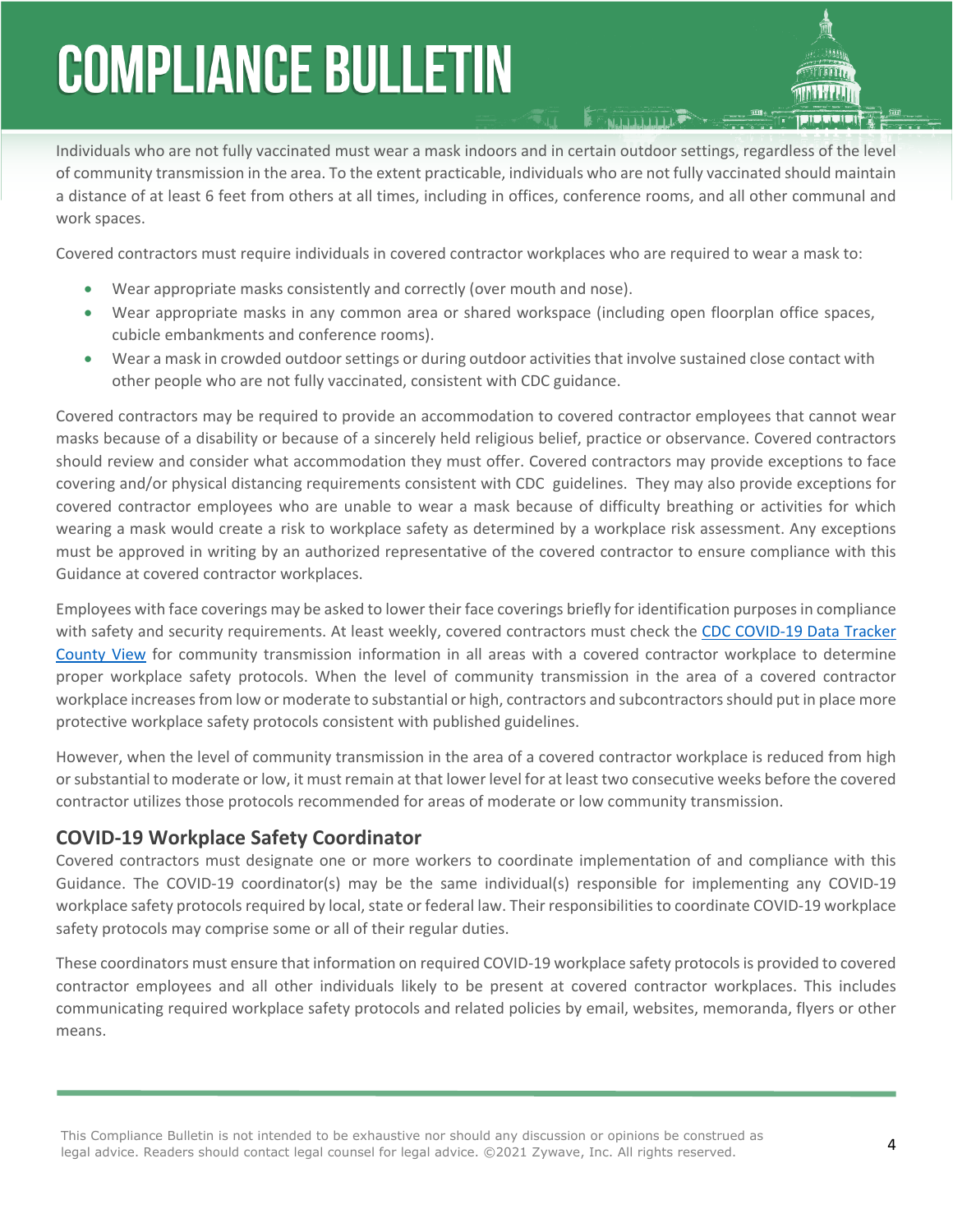Individuals who are not fully vaccinated must wear a mask indoors and in certain outdoor settings, regardless of the level of community transmission in the area. To the extent practicable, individuals who are not fully vaccinated should maintain a distance of at least 6 feet from others at all times, including in offices, conference rooms, and all other communal and work spaces.

Covered contractors must require individuals in covered contractor workplaces who are required to wear a mask to:

- Wear appropriate masks consistently and correctly (over mouth and nose).
- Wear appropriate masks in any common area or shared workspace (including open floorplan office spaces, cubicle embankments and conference rooms).
- Wear a mask in crowded outdoor settings or during outdoor activities that involve sustained close contact with other people who are not fully vaccinated, consistent with CDC guidance.

Covered contractors may be required to provide an accommodation to covered contractor employees that cannot wear masks because of a disability or because of a sincerely held religious belief, practice or observance. Covered contractors should review and consider what accommodation they must offer. Covered contractors may provide exceptions to face covering and/or physical distancing requirements consistent with CDC guidelines. They may also provide exceptions for covered contractor employees who are unable to wear a mask because of difficulty breathing or activities for which wearing a mask would create a risk to workplace safety as determined by a workplace risk assessment. Any exceptions must be approved in writing by an authorized representative of the covered contractor to ensure compliance with this Guidance at covered contractor workplaces.

Employees with face coverings may be asked to lower their face coverings briefly for identification purposes in compliance with safety and security requirements. At least weekly, covered contractors must check the CDC COVID-19 Data Tracker County View for community transmission information in all areas with a covered contractor workplace to determine proper workplace safety protocols. When the level of community transmission in the area of a covered contractor workplace increases from low or moderate to substantial or high, contractors and subcontractors should put in place more protective workplace safety protocols consistent with published guidelines.

However, when the level of community transmission in the area of a covered contractor workplace is reduced from high or substantial to moderate or low, it must remain at that lower level for at least two consecutive weeks before the covered contractor utilizes those protocols recommended for areas of moderate or low community transmission.

## COVID-19 Workplace Safety Coordinator

Covered contractors must designate one or more workers to coordinate implementation of and compliance with this Guidance. The COVID-19 coordinator(s) may be the same individual(s) responsible for implementing any COVID-19 workplace safety protocols required by local, state or federal law. Their responsibilities to coordinate COVID-19 workplace safety protocols may comprise some or all of their regular duties.

These coordinators must ensure that information on required COVID-19 workplace safety protocols is provided to covered contractor employees and all other individuals likely to be present at covered contractor workplaces. This includes communicating required workplace safety protocols and related policies by email, websites, memoranda, flyers or other means.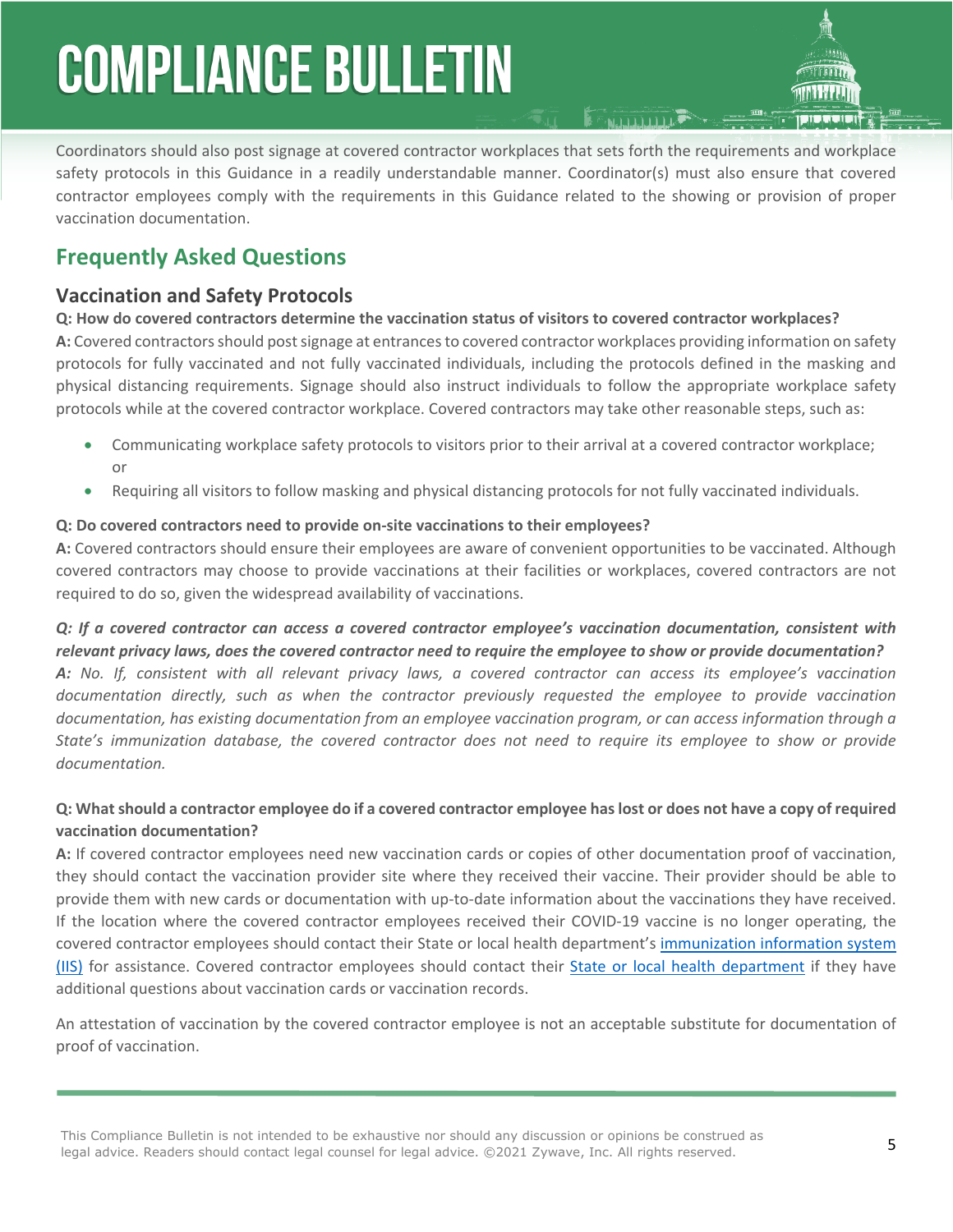Coordinators should also post signage at covered contractor workplaces that sets forth the requirements and workplace safety protocols in this Guidance in a readily understandable manner. Coordinator(s) must also ensure that covered contractor employees comply with the requirements in this Guidance related to the showing or provision of proper vaccination documentation.

## Frequently Asked Questions

### Vaccination and Safety Protocols

**Q: How do covered contractors determine the vaccination status of visitors to covered contractor workplaces?**

**A:** Covered contractors should post signage at entrances to covered contractor workplaces providing information on safety protocols for fully vaccinated and not fully vaccinated individuals, including the protocols defined in the masking and physical distancing requirements. Signage should also instruct individuals to follow the appropriate workplace safety protocols while at the covered contractor workplace. Covered contractors may take other reasonable steps, such as:

- Communicating workplace safety protocols to visitors prior to their arrival at a covered contractor workplace; or
- Requiring all visitors to follow masking and physical distancing protocols for not fully vaccinated individuals.

**Q: Do covered contractors need to provide on-site vaccinations to their employees?**

**A:** Covered contractors should ensure their employees are aware of convenient opportunities to be vaccinated. Although covered contractors may choose to provide vaccinations at their facilities or workplaces, covered contractors are not required to do so, given the widespread availability of vaccinations.

***Q: If a covered contractor can access a covered contractor employee's vaccination documentation, consistent with relevant privacy laws, does the covered contractor need to require the employee to show or provide documentation?***

***A:*** *No. If, consistent with all relevant privacy laws, a covered contractor can access its employee's vaccination documentation directly, such as when the contractor previously requested the employee to provide vaccination documentation, has existing documentation from an employee vaccination program, or can access information through a State's immunization database, the covered contractor does not need to require its employee to show or provide documentation.*

**Q: What should a contractor employee do if a covered contractor employee has lost or does not have a copy of required vaccination documentation?**

**A:** If covered contractor employees need new vaccination cards or copies of other documentation proof of vaccination, they should contact the vaccination provider site where they received their vaccine. Their provider should be able to provide them with new cards or documentation with up-to-date information about the vaccinations they have received. If the location where the covered contractor employees received their COVID-19 vaccine is no longer operating, the covered contractor employees should contact their State or local health department's immunization information system (IIS) for assistance. Covered contractor employees should contact their State or local health department if they have additional questions about vaccination cards or vaccination records.

An attestation of vaccination by the covered contractor employee is not an acceptable substitute for documentation of proof of vaccination.

This Compliance Bulletin is not intended to be exhaustive nor should any discussion or opinions be construed as legal advice. Readers should contact legal counsel for legal advice. ©2021 Zywave, Inc. All rights reserved.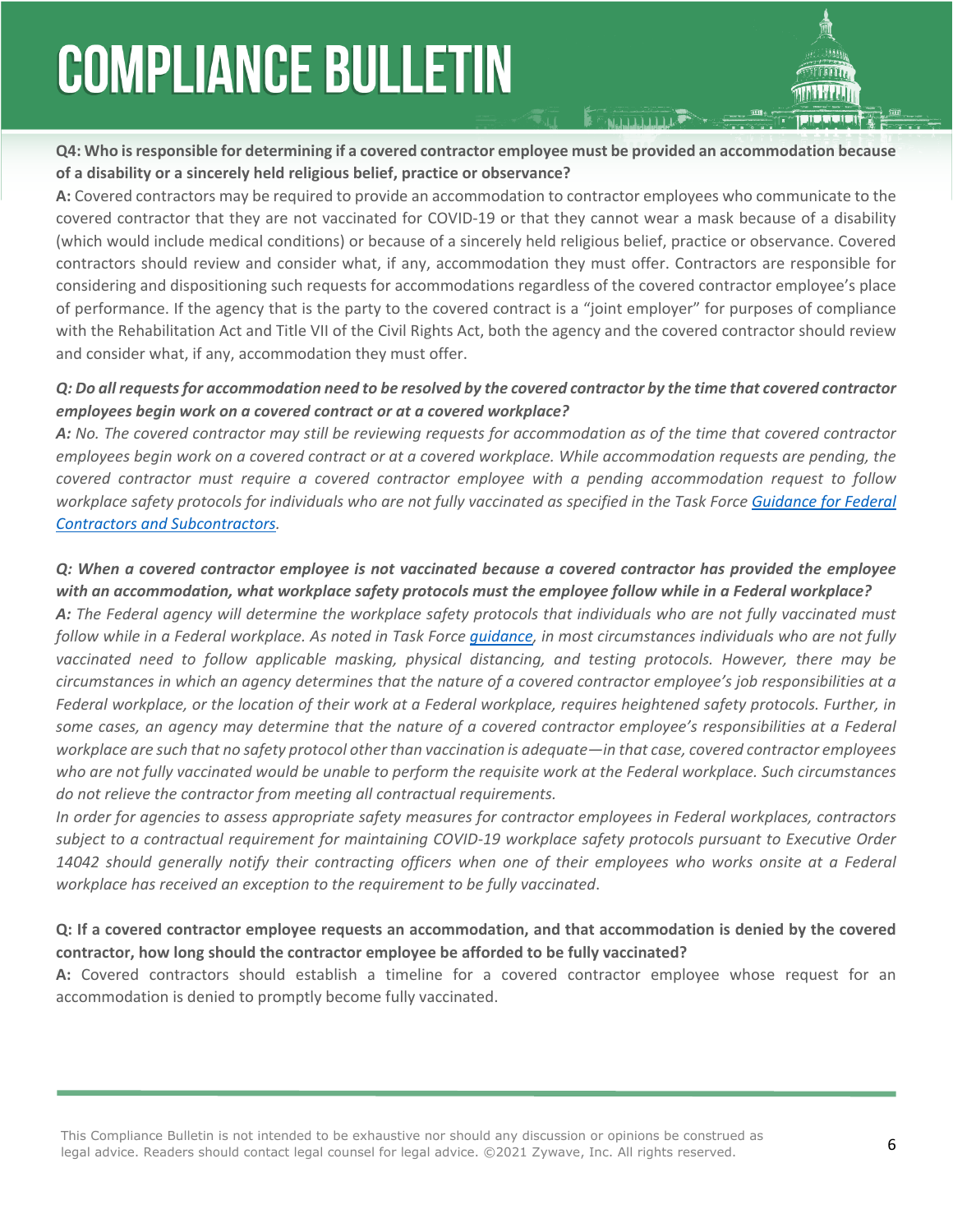**Q4: Who is responsible for determining if a covered contractor employee must be provided an accommodation because of a disability or a sincerely held religious belief, practice or observance?**

**A:** Covered contractors may be required to provide an accommodation to contractor employees who communicate to the covered contractor that they are not vaccinated for COVID-19 or that they cannot wear a mask because of a disability (which would include medical conditions) or because of a sincerely held religious belief, practice or observance. Covered contractors should review and consider what, if any, accommodation they must offer. Contractors are responsible for considering and dispositioning such requests for accommodations regardless of the covered contractor employee's place of performance. If the agency that is the party to the covered contract is a "joint employer" for purposes of compliance with the Rehabilitation Act and Title VII of the Civil Rights Act, both the agency and the covered contractor should review and consider what, if any, accommodation they must offer.

***Q: Do all requests for accommodation need to be resolved by the covered contractor by the time that covered contractor employees begin work on a covered contract or at a covered workplace?***

***A:*** *No. The covered contractor may still be reviewing requests for accommodation as of the time that covered contractor employees begin work on a covered contract or at a covered workplace. While accommodation requests are pending, the covered contractor must require a covered contractor employee with a pending accommodation request to follow workplace safety protocols for individuals who are not fully vaccinated as specified in the Task Force [Guidance for Federal Contractors and Subcontractors](Guidance for Federal Contractors and Subcontractors).*

***Q: When a covered contractor employee is not vaccinated because a covered contractor has provided the employee with an accommodation, what workplace safety protocols must the employee follow while in a Federal workplace?***

***A:*** *The Federal agency will determine the workplace safety protocols that individuals who are not fully vaccinated must follow while in a Federal workplace. As noted in Task Force [guidance](guidance), in most circumstances individuals who are not fully vaccinated need to follow applicable masking, physical distancing, and testing protocols. However, there may be circumstances in which an agency determines that the nature of a covered contractor employee's job responsibilities at a Federal workplace, or the location of their work at a Federal workplace, requires heightened safety protocols. Further, in some cases, an agency may determine that the nature of a covered contractor employee's responsibilities at a Federal workplace are such that no safety protocol other than vaccination is adequate—in that case, covered contractor employees who are not fully vaccinated would be unable to perform the requisite work at the Federal workplace. Such circumstances do not relieve the contractor from meeting all contractual requirements.*

*In order for agencies to assess appropriate safety measures for contractor employees in Federal workplaces, contractors subject to a contractual requirement for maintaining COVID-19 workplace safety protocols pursuant to Executive Order 14042 should generally notify their contracting officers when one of their employees who works onsite at a Federal workplace has received an exception to the requirement to be fully vaccinated.*

**Q: If a covered contractor employee requests an accommodation, and that accommodation is denied by the covered contractor, how long should the contractor employee be afforded to be fully vaccinated?**

**A:** Covered contractors should establish a timeline for a covered contractor employee whose request for an accommodation is denied to promptly become fully vaccinated.

This Compliance Bulletin is not intended to be exhaustive nor should any discussion or opinions be construed as legal advice. Readers should contact legal counsel for legal advice. ©2021 Zywave, Inc. All rights reserved.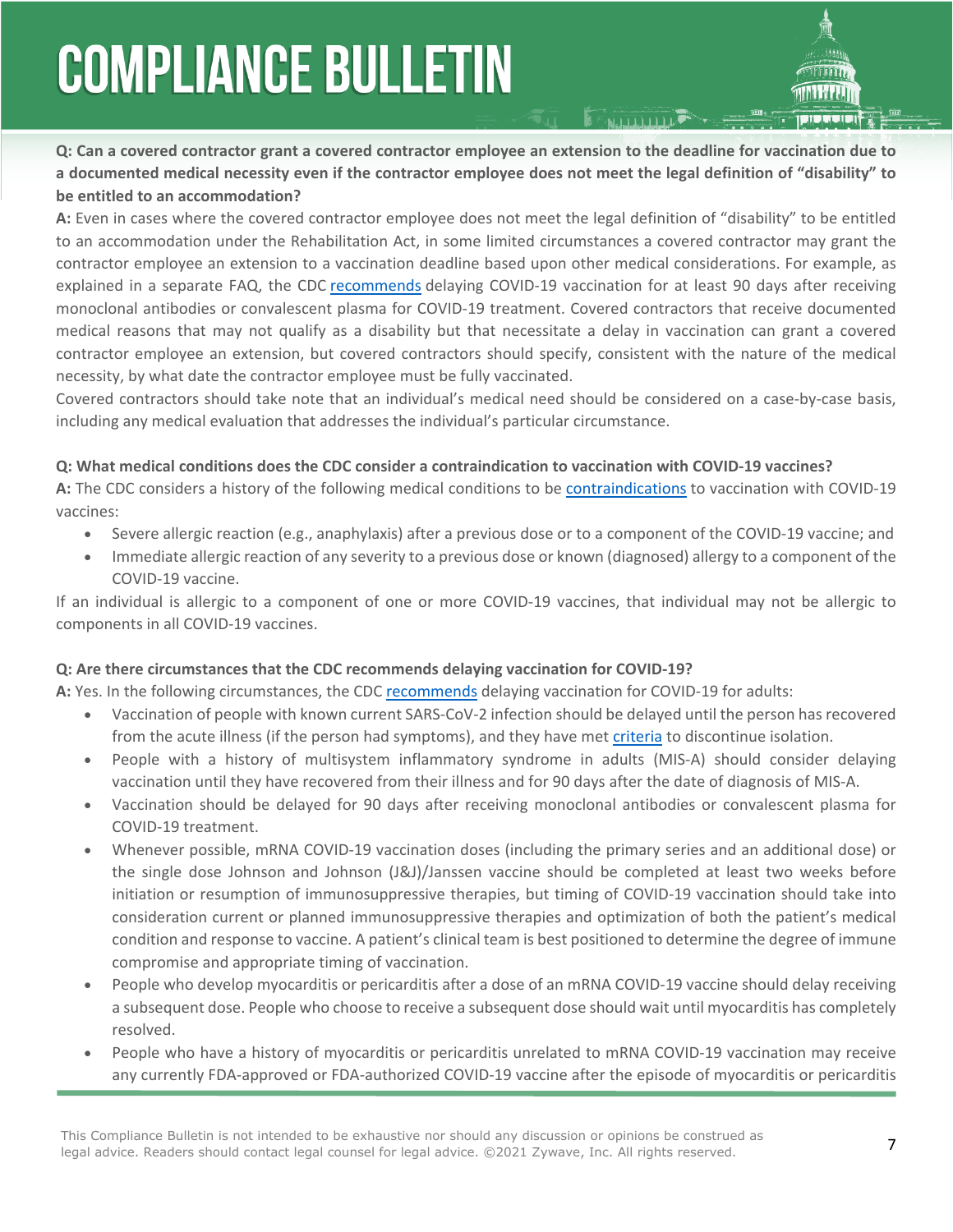**Q: Can a covered contractor grant a covered contractor employee an extension to the deadline for vaccination due to a documented medical necessity even if the contractor employee does not meet the legal definition of "disability" to be entitled to an accommodation?**

**A:** Even in cases where the covered contractor employee does not meet the legal definition of "disability" to be entitled to an accommodation under the Rehabilitation Act, in some limited circumstances a covered contractor may grant the contractor employee an extension to a vaccination deadline based upon other medical considerations. For example, as explained in a separate FAQ, the CDC recommends delaying COVID-19 vaccination for at least 90 days after receiving monoclonal antibodies or convalescent plasma for COVID-19 treatment. Covered contractors that receive documented medical reasons that may not qualify as a disability but that necessitate a delay in vaccination can grant a covered contractor employee an extension, but covered contractors should specify, consistent with the nature of the medical necessity, by what date the contractor employee must be fully vaccinated.

Covered contractors should take note that an individual's medical need should be considered on a case-by-case basis, including any medical evaluation that addresses the individual's particular circumstance.

**Q: What medical conditions does the CDC consider a contraindication to vaccination with COVID-19 vaccines?**

**A:** The CDC considers a history of the following medical conditions to be contraindications to vaccination with COVID-19 vaccines:

- Severe allergic reaction (e.g., anaphylaxis) after a previous dose or to a component of the COVID-19 vaccine; and
- Immediate allergic reaction of any severity to a previous dose or known (diagnosed) allergy to a component of the COVID-19 vaccine.

If an individual is allergic to a component of one or more COVID-19 vaccines, that individual may not be allergic to components in all COVID-19 vaccines.

**Q: Are there circumstances that the CDC recommends delaying vaccination for COVID-19?**

**A:** Yes. In the following circumstances, the CDC recommends delaying vaccination for COVID-19 for adults:

- Vaccination of people with known current SARS-CoV-2 infection should be delayed until the person has recovered from the acute illness (if the person had symptoms), and they have met criteria to discontinue isolation.
- People with a history of multisystem inflammatory syndrome in adults (MIS-A) should consider delaying vaccination until they have recovered from their illness and for 90 days after the date of diagnosis of MIS-A.
- Vaccination should be delayed for 90 days after receiving monoclonal antibodies or convalescent plasma for COVID-19 treatment.
- Whenever possible, mRNA COVID-19 vaccination doses (including the primary series and an additional dose) or the single dose Johnson and Johnson (J&J)/Janssen vaccine should be completed at least two weeks before initiation or resumption of immunosuppressive therapies, but timing of COVID-19 vaccination should take into consideration current or planned immunosuppressive therapies and optimization of both the patient's medical condition and response to vaccine. A patient's clinical team is best positioned to determine the degree of immune compromise and appropriate timing of vaccination.
- People who develop myocarditis or pericarditis after a dose of an mRNA COVID-19 vaccine should delay receiving a subsequent dose. People who choose to receive a subsequent dose should wait until myocarditis has completely resolved.
- People who have a history of myocarditis or pericarditis unrelated to mRNA COVID-19 vaccination may receive any currently FDA-approved or FDA-authorized COVID-19 vaccine after the episode of myocarditis or pericarditis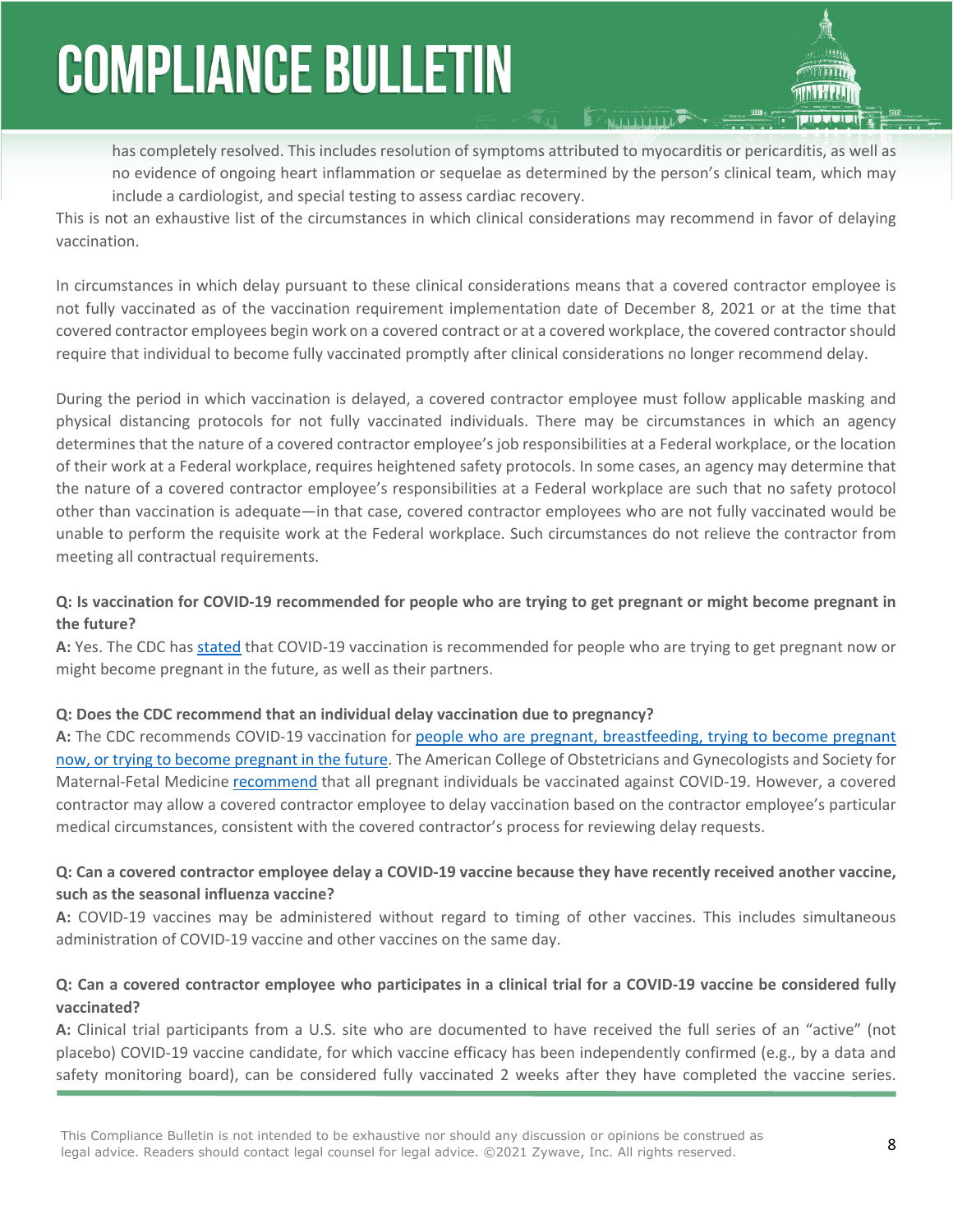has completely resolved. This includes resolution of symptoms attributed to myocarditis or pericarditis, as well as no evidence of ongoing heart inflammation or sequelae as determined by the person's clinical team, which may include a cardiologist, and special testing to assess cardiac recovery.

This is not an exhaustive list of the circumstances in which clinical considerations may recommend in favor of delaying vaccination.

In circumstances in which delay pursuant to these clinical considerations means that a covered contractor employee is not fully vaccinated as of the vaccination requirement implementation date of December 8, 2021 or at the time that covered contractor employees begin work on a covered contract or at a covered workplace, the covered contractor should require that individual to become fully vaccinated promptly after clinical considerations no longer recommend delay.

During the period in which vaccination is delayed, a covered contractor employee must follow applicable masking and physical distancing protocols for not fully vaccinated individuals. There may be circumstances in which an agency determines that the nature of a covered contractor employee's job responsibilities at a Federal workplace, or the location of their work at a Federal workplace, requires heightened safety protocols. In some cases, an agency may determine that the nature of a covered contractor employee's responsibilities at a Federal workplace are such that no safety protocol other than vaccination is adequate—in that case, covered contractor employees who are not fully vaccinated would be unable to perform the requisite work at the Federal workplace. Such circumstances do not relieve the contractor from meeting all contractual requirements.

**Q: Is vaccination for COVID-19 recommended for people who are trying to get pregnant or might become pregnant in the future?**

**A:** Yes. The CDC has stated that COVID-19 vaccination is recommended for people who are trying to get pregnant now or might become pregnant in the future, as well as their partners.

**Q: Does the CDC recommend that an individual delay vaccination due to pregnancy?**

**A:** The CDC recommends COVID-19 vaccination for people who are pregnant, breastfeeding, trying to become pregnant now, or trying to become pregnant in the future. The American College of Obstetricians and Gynecologists and Society for Maternal-Fetal Medicine recommend that all pregnant individuals be vaccinated against COVID-19. However, a covered contractor may allow a covered contractor employee to delay vaccination based on the contractor employee's particular medical circumstances, consistent with the covered contractor's process for reviewing delay requests.

**Q: Can a covered contractor employee delay a COVID-19 vaccine because they have recently received another vaccine, such as the seasonal influenza vaccine?**

**A:** COVID-19 vaccines may be administered without regard to timing of other vaccines. This includes simultaneous administration of COVID-19 vaccine and other vaccines on the same day.

**Q: Can a covered contractor employee who participates in a clinical trial for a COVID-19 vaccine be considered fully vaccinated?**

**A:** Clinical trial participants from a U.S. site who are documented to have received the full series of an "active" (not placebo) COVID-19 vaccine candidate, for which vaccine efficacy has been independently confirmed (e.g., by a data and safety monitoring board), can be considered fully vaccinated 2 weeks after they have completed the vaccine series.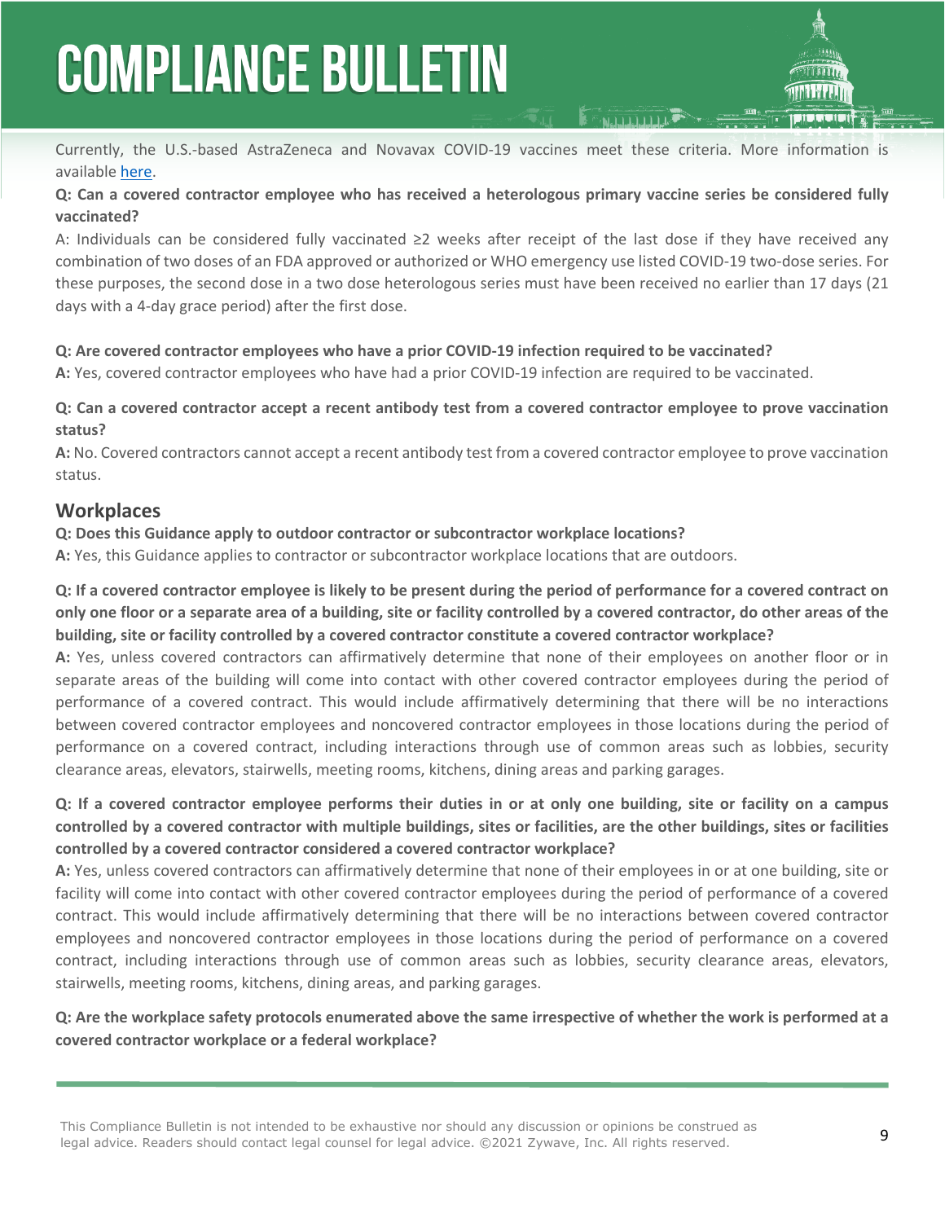Currently, the U.S.-based AstraZeneca and Novavax COVID-19 vaccines meet these criteria. More information is available [here](here).

**Q: Can a covered contractor employee who has received a heterologous primary vaccine series be considered fully vaccinated?**

A: Individuals can be considered fully vaccinated ≥2 weeks after receipt of the last dose if they have received any combination of two doses of an FDA approved or authorized or WHO emergency use listed COVID-19 two-dose series. For these purposes, the second dose in a two dose heterologous series must have been received no earlier than 17 days (21 days with a 4-day grace period) after the first dose.

**Q: Are covered contractor employees who have a prior COVID-19 infection required to be vaccinated?**

**A:** Yes, covered contractor employees who have had a prior COVID-19 infection are required to be vaccinated.

**Q: Can a covered contractor accept a recent antibody test from a covered contractor employee to prove vaccination status?**

**A:** No. Covered contractors cannot accept a recent antibody test from a covered contractor employee to prove vaccination status.

## Workplaces

**Q: Does this Guidance apply to outdoor contractor or subcontractor workplace locations?**

**A:** Yes, this Guidance applies to contractor or subcontractor workplace locations that are outdoors.

**Q: If a covered contractor employee is likely to be present during the period of performance for a covered contract on only one floor or a separate area of a building, site or facility controlled by a covered contractor, do other areas of the building, site or facility controlled by a covered contractor constitute a covered contractor workplace?**

**A:** Yes, unless covered contractors can affirmatively determine that none of their employees on another floor or in separate areas of the building will come into contact with other covered contractor employees during the period of performance of a covered contract. This would include affirmatively determining that there will be no interactions between covered contractor employees and noncovered contractor employees in those locations during the period of performance on a covered contract, including interactions through use of common areas such as lobbies, security clearance areas, elevators, stairwells, meeting rooms, kitchens, dining areas and parking garages.

**Q: If a covered contractor employee performs their duties in or at only one building, site or facility on a campus controlled by a covered contractor with multiple buildings, sites or facilities, are the other buildings, sites or facilities controlled by a covered contractor considered a covered contractor workplace?**

**A:** Yes, unless covered contractors can affirmatively determine that none of their employees in or at one building, site or facility will come into contact with other covered contractor employees during the period of performance of a covered contract. This would include affirmatively determining that there will be no interactions between covered contractor employees and noncovered contractor employees in those locations during the period of performance on a covered contract, including interactions through use of common areas such as lobbies, security clearance areas, elevators, stairwells, meeting rooms, kitchens, dining areas, and parking garages.

**Q: Are the workplace safety protocols enumerated above the same irrespective of whether the work is performed at a covered contractor workplace or a federal workplace?**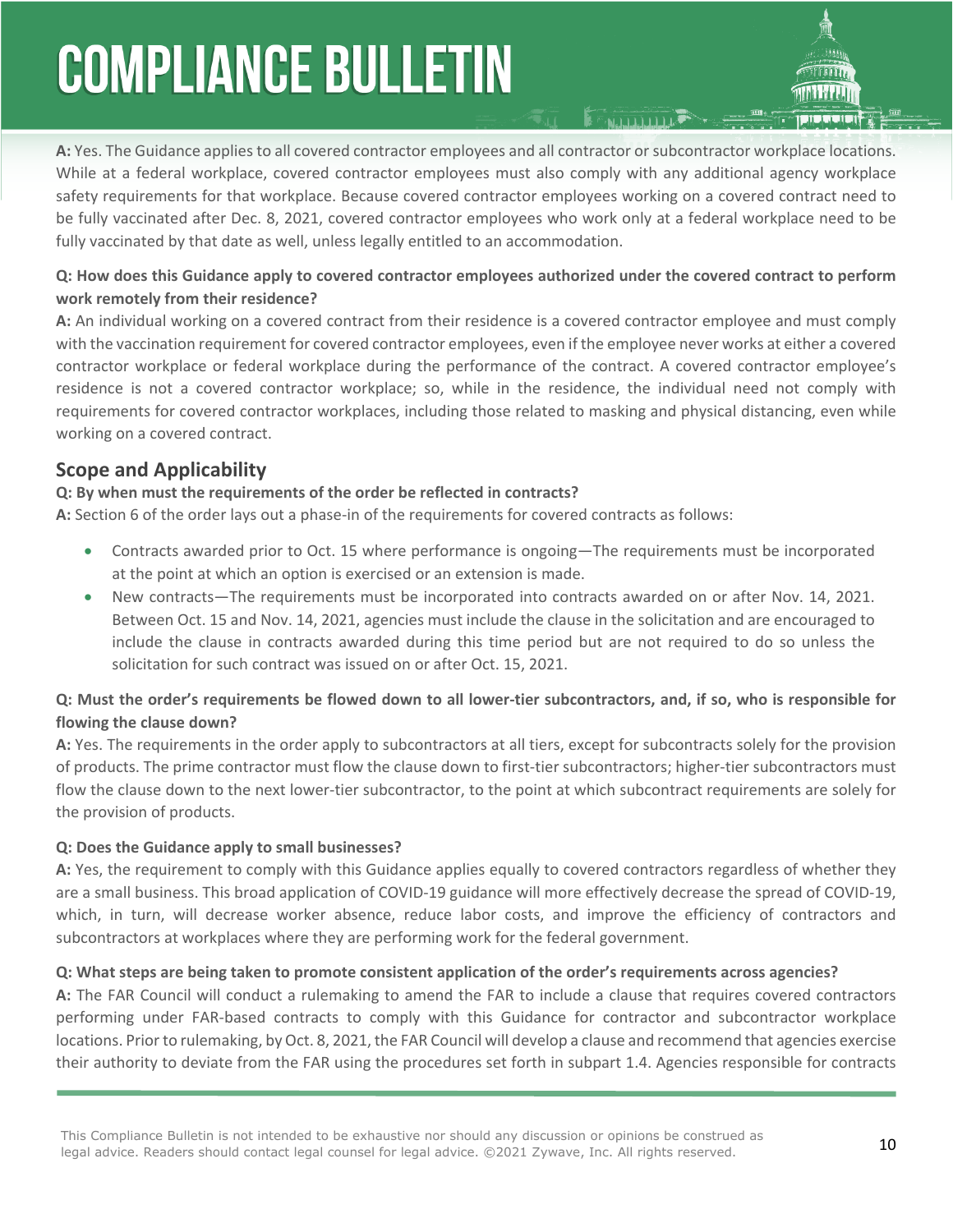**A:** Yes. The Guidance applies to all covered contractor employees and all contractor or subcontractor workplace locations. While at a federal workplace, covered contractor employees must also comply with any additional agency workplace safety requirements for that workplace. Because covered contractor employees working on a covered contract need to be fully vaccinated after Dec. 8, 2021, covered contractor employees who work only at a federal workplace need to be fully vaccinated by that date as well, unless legally entitled to an accommodation.

**Q: How does this Guidance apply to covered contractor employees authorized under the covered contract to perform work remotely from their residence?**

**A:** An individual working on a covered contract from their residence is a covered contractor employee and must comply with the vaccination requirement for covered contractor employees, even if the employee never works at either a covered contractor workplace or federal workplace during the performance of the contract. A covered contractor employee's residence is not a covered contractor workplace; so, while in the residence, the individual need not comply with requirements for covered contractor workplaces, including those related to masking and physical distancing, even while working on a covered contract.

## Scope and Applicability

**Q: By when must the requirements of the order be reflected in contracts?**

**A:** Section 6 of the order lays out a phase-in of the requirements for covered contracts as follows:

- Contracts awarded prior to Oct. 15 where performance is ongoing—The requirements must be incorporated at the point at which an option is exercised or an extension is made.
- New contracts—The requirements must be incorporated into contracts awarded on or after Nov. 14, 2021. Between Oct. 15 and Nov. 14, 2021, agencies must include the clause in the solicitation and are encouraged to include the clause in contracts awarded during this time period but are not required to do so unless the solicitation for such contract was issued on or after Oct. 15, 2021.

**Q: Must the order's requirements be flowed down to all lower-tier subcontractors, and, if so, who is responsible for flowing the clause down?**

**A:** Yes. The requirements in the order apply to subcontractors at all tiers, except for subcontracts solely for the provision of products. The prime contractor must flow the clause down to first-tier subcontractors; higher-tier subcontractors must flow the clause down to the next lower-tier subcontractor, to the point at which subcontract requirements are solely for the provision of products.

**Q: Does the Guidance apply to small businesses?**

**A:** Yes, the requirement to comply with this Guidance applies equally to covered contractors regardless of whether they are a small business. This broad application of COVID-19 guidance will more effectively decrease the spread of COVID-19, which, in turn, will decrease worker absence, reduce labor costs, and improve the efficiency of contractors and subcontractors at workplaces where they are performing work for the federal government.

**Q: What steps are being taken to promote consistent application of the order's requirements across agencies?**

**A:** The FAR Council will conduct a rulemaking to amend the FAR to include a clause that requires covered contractors performing under FAR-based contracts to comply with this Guidance for contractor and subcontractor workplace locations. Prior to rulemaking, by Oct. 8, 2021, the FAR Council will develop a clause and recommend that agencies exercise their authority to deviate from the FAR using the procedures set forth in subpart 1.4. Agencies responsible for contracts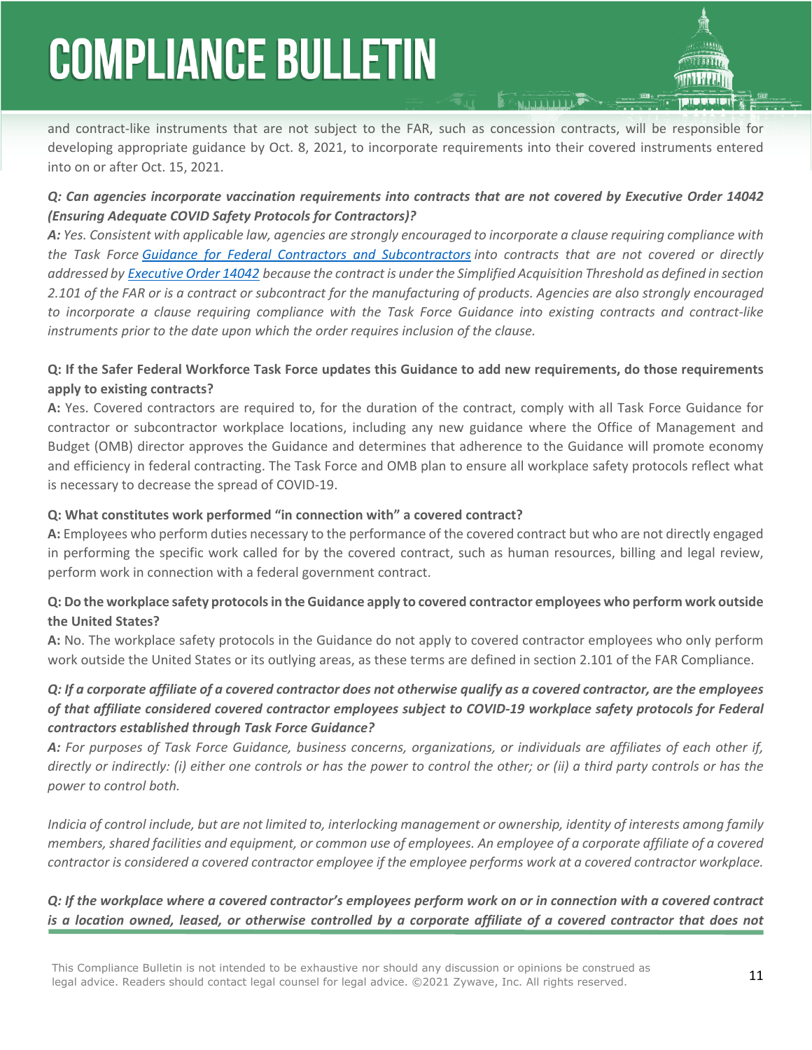and contract-like instruments that are not subject to the FAR, such as concession contracts, will be responsible for developing appropriate guidance by Oct. 8, 2021, to incorporate requirements into their covered instruments entered into on or after Oct. 15, 2021.

***Q: Can agencies incorporate vaccination requirements into contracts that are not covered by Executive Order 14042 (Ensuring Adequate COVID Safety Protocols for Contractors)?***

***A:*** *Yes. Consistent with applicable law, agencies are strongly encouraged to incorporate a clause requiring compliance with the Task Force [Guidance for Federal Contractors and Subcontractors](#) into contracts that are not covered or directly addressed by [Executive Order 14042](#) because the contract is under the Simplified Acquisition Threshold as defined in section 2.101 of the FAR or is a contract or subcontract for the manufacturing of products. Agencies are also strongly encouraged to incorporate a clause requiring compliance with the Task Force Guidance into existing contracts and contract-like instruments prior to the date upon which the order requires inclusion of the clause.*

**Q: If the Safer Federal Workforce Task Force updates this Guidance to add new requirements, do those requirements apply to existing contracts?**

**A:** Yes. Covered contractors are required to, for the duration of the contract, comply with all Task Force Guidance for contractor or subcontractor workplace locations, including any new guidance where the Office of Management and Budget (OMB) director approves the Guidance and determines that adherence to the Guidance will promote economy and efficiency in federal contracting. The Task Force and OMB plan to ensure all workplace safety protocols reflect what is necessary to decrease the spread of COVID-19.

**Q: What constitutes work performed "in connection with" a covered contract?**

**A:** Employees who perform duties necessary to the performance of the covered contract but who are not directly engaged in performing the specific work called for by the covered contract, such as human resources, billing and legal review, perform work in connection with a federal government contract.

**Q: Do the workplace safety protocols in the Guidance apply to covered contractor employees who perform work outside the United States?**

**A:** No. The workplace safety protocols in the Guidance do not apply to covered contractor employees who only perform work outside the United States or its outlying areas, as these terms are defined in section 2.101 of the FAR Compliance.

***Q: If a corporate affiliate of a covered contractor does not otherwise qualify as a covered contractor, are the employees of that affiliate considered covered contractor employees subject to COVID-19 workplace safety protocols for Federal contractors established through Task Force Guidance?***

***A:*** *For purposes of Task Force Guidance, business concerns, organizations, or individuals are affiliates of each other if, directly or indirectly: (i) either one controls or has the power to control the other; or (ii) a third party controls or has the power to control both.*

*Indicia of control include, but are not limited to, interlocking management or ownership, identity of interests among family members, shared facilities and equipment, or common use of employees. An employee of a corporate affiliate of a covered contractor is considered a covered contractor employee if the employee performs work at a covered contractor workplace.*

***Q: If the workplace where a covered contractor's employees perform work on or in connection with a covered contract is a location owned, leased, or otherwise controlled by a corporate affiliate of a covered contractor that does not***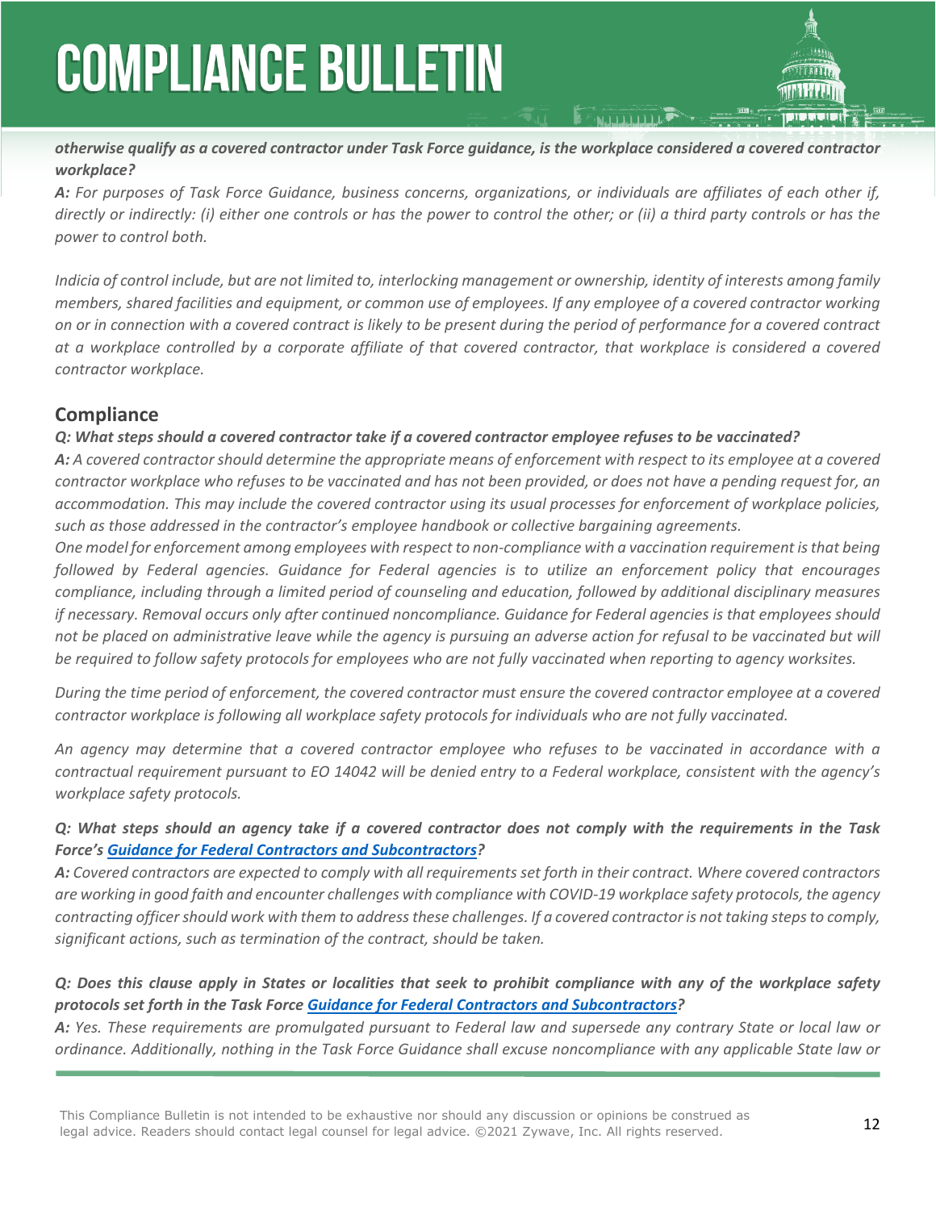***otherwise qualify as a covered contractor under Task Force guidance, is the workplace considered a covered contractor workplace?***

***A:*** *For purposes of Task Force Guidance, business concerns, organizations, or individuals are affiliates of each other if, directly or indirectly: (i) either one controls or has the power to control the other; or (ii) a third party controls or has the power to control both.*

*Indicia of control include, but are not limited to, interlocking management or ownership, identity of interests among family members, shared facilities and equipment, or common use of employees. If any employee of a covered contractor working on or in connection with a covered contract is likely to be present during the period of performance for a covered contract at a workplace controlled by a corporate affiliate of that covered contractor, that workplace is considered a covered contractor workplace.*

## Compliance

***Q: What steps should a covered contractor take if a covered contractor employee refuses to be vaccinated?***

***A:*** *A covered contractor should determine the appropriate means of enforcement with respect to its employee at a covered contractor workplace who refuses to be vaccinated and has not been provided, or does not have a pending request for, an accommodation. This may include the covered contractor using its usual processes for enforcement of workplace policies, such as those addressed in the contractor's employee handbook or collective bargaining agreements.*

*One model for enforcement among employees with respect to non-compliance with a vaccination requirement is that being followed by Federal agencies. Guidance for Federal agencies is to utilize an enforcement policy that encourages compliance, including through a limited period of counseling and education, followed by additional disciplinary measures if necessary. Removal occurs only after continued noncompliance. Guidance for Federal agencies is that employees should not be placed on administrative leave while the agency is pursuing an adverse action for refusal to be vaccinated but will be required to follow safety protocols for employees who are not fully vaccinated when reporting to agency worksites.*

*During the time period of enforcement, the covered contractor must ensure the covered contractor employee at a covered contractor workplace is following all workplace safety protocols for individuals who are not fully vaccinated.*

*An agency may determine that a covered contractor employee who refuses to be vaccinated in accordance with a contractual requirement pursuant to EO 14042 will be denied entry to a Federal workplace, consistent with the agency's workplace safety protocols.*

***Q: What steps should an agency take if a covered contractor does not comply with the requirements in the Task Force's [Guidance for Federal Contractors and Subcontractors](#)?***

***A:*** *Covered contractors are expected to comply with all requirements set forth in their contract. Where covered contractors are working in good faith and encounter challenges with compliance with COVID-19 workplace safety protocols, the agency contracting officer should work with them to address these challenges. If a covered contractor is not taking steps to comply, significant actions, such as termination of the contract, should be taken.*

***Q: Does this clause apply in States or localities that seek to prohibit compliance with any of the workplace safety protocols set forth in the Task Force [Guidance for Federal Contractors and Subcontractors](#)?***

***A:*** *Yes. These requirements are promulgated pursuant to Federal law and supersede any contrary State or local law or ordinance. Additionally, nothing in the Task Force Guidance shall excuse noncompliance with any applicable State law or*

This Compliance Bulletin is not intended to be exhaustive nor should any discussion or opinions be construed as legal advice. Readers should contact legal counsel for legal advice. ©2021 Zywave, Inc. All rights reserved.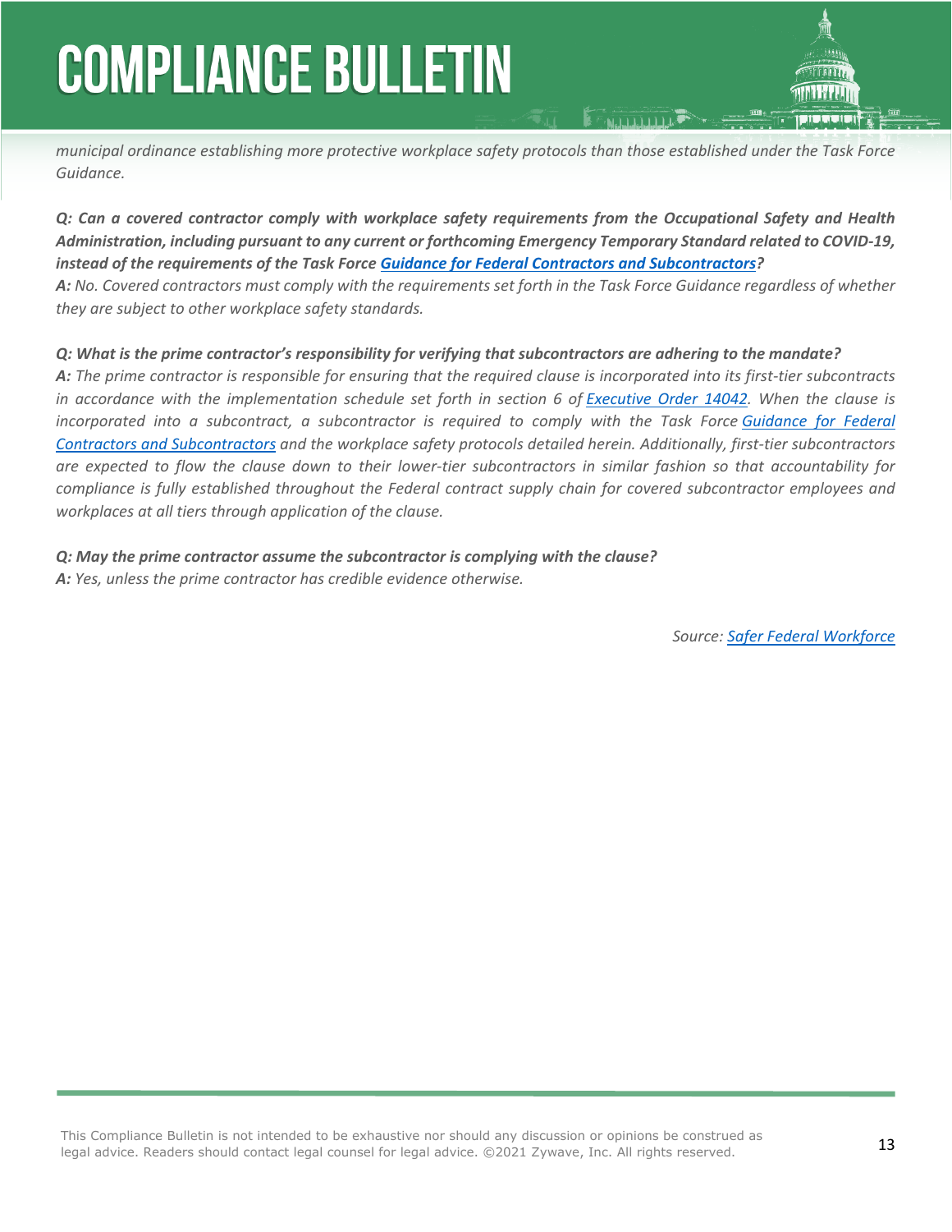*municipal ordinance establishing more protective workplace safety protocols than those established under the Task Force Guidance.*

***Q: Can a covered contractor comply with workplace safety requirements from the Occupational Safety and Health Administration, including pursuant to any current or forthcoming Emergency Temporary Standard related to COVID-19, instead of the requirements of the Task Force Guidance for Federal Contractors and Subcontractors?***

***A:*** *No. Covered contractors must comply with the requirements set forth in the Task Force Guidance regardless of whether they are subject to other workplace safety standards.*

***Q: What is the prime contractor's responsibility for verifying that subcontractors are adhering to the mandate?***

***A:*** *The prime contractor is responsible for ensuring that the required clause is incorporated into its first-tier subcontracts in accordance with the implementation schedule set forth in section 6 of Executive Order 14042. When the clause is incorporated into a subcontract, a subcontractor is required to comply with the Task Force Guidance for Federal Contractors and Subcontractors and the workplace safety protocols detailed herein. Additionally, first-tier subcontractors are expected to flow the clause down to their lower-tier subcontractors in similar fashion so that accountability for compliance is fully established throughout the Federal contract supply chain for covered subcontractor employees and workplaces at all tiers through application of the clause.*

***Q: May the prime contractor assume the subcontractor is complying with the clause?***

***A:*** *Yes, unless the prime contractor has credible evidence otherwise.*

*Source: Safer Federal Workforce*

This Compliance Bulletin is not intended to be exhaustive nor should any discussion or opinions be construed as legal advice. Readers should contact legal counsel for legal advice. ©2021 Zywave, Inc. All rights reserved.